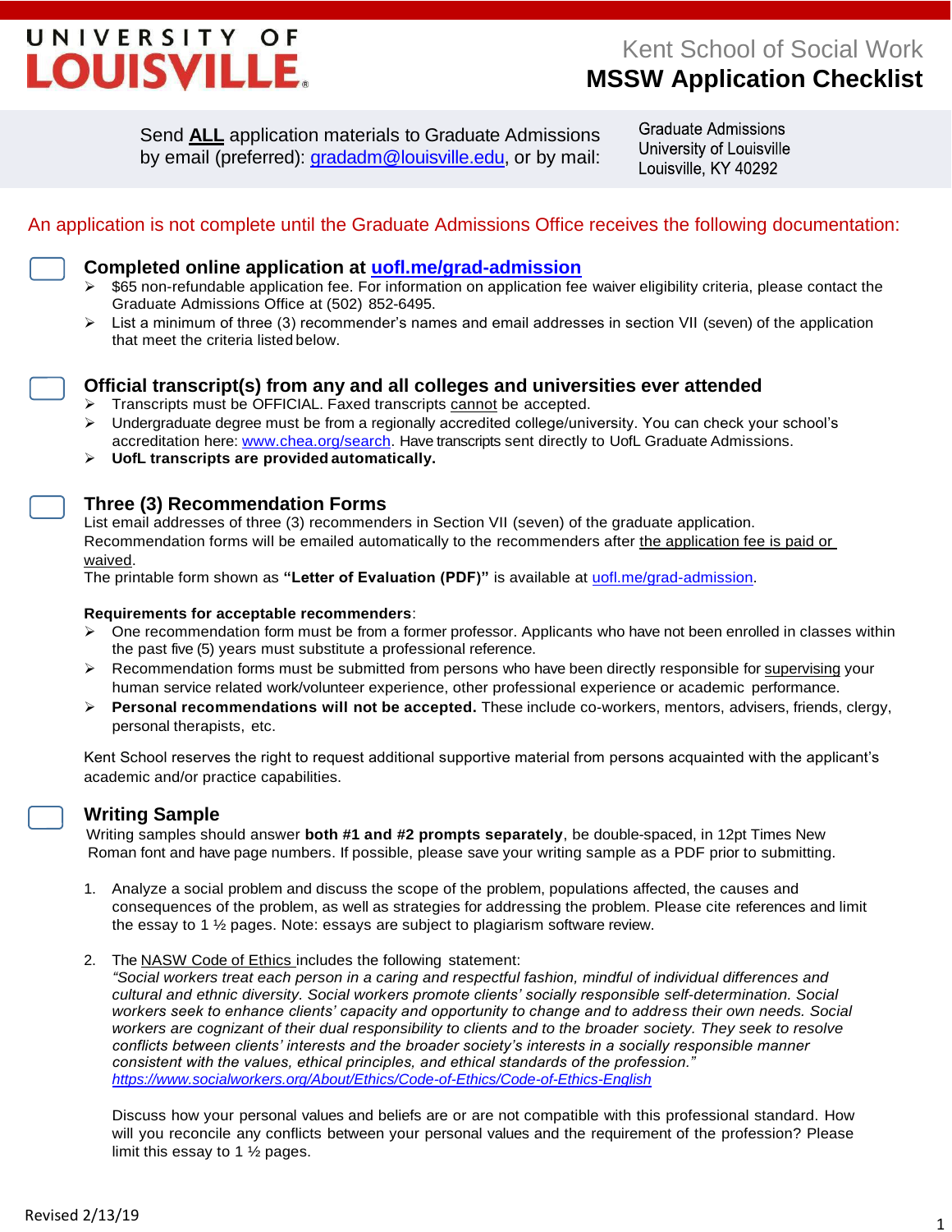**UNIVERSITY OF LOUISVILLE**

Kent School of Social Work

# MSSW Application Checklist

Send **ALL** application materials to Graduate Admissions by email (preferred): gradadm@louisville.edu, or by mail:

Graduate Admissions
University of Louisville
Louisville, KY 40292

An application is not complete until the Graduate Admissions Office receives the following documentation:

## ☐ Completed online application at uofl.me/grad-admission

- $65 non-refundable application fee. For information on application fee waiver eligibility criteria, please contact the Graduate Admissions Office at (502) 852-6495.
- List a minimum of three (3) recommender's names and email addresses in section VII (seven) of the application that meet the criteria listed below.

## ☐ Official transcript(s) from any and all colleges and universities ever attended

- Transcripts must be OFFICIAL. Faxed transcripts cannot be accepted.
- Undergraduate degree must be from a regionally accredited college/university. You can check your school's accreditation here: www.chea.org/search. Have transcripts sent directly to UofL Graduate Admissions.
- **UofL transcripts are provided automatically.**

## ☐ Three (3) Recommendation Forms

List email addresses of three (3) recommenders in Section VII (seven) of the graduate application. Recommendation forms will be emailed automatically to the recommenders after the application fee is paid or waived.
The printable form shown as **"Letter of Evaluation (PDF)"** is available at uofl.me/grad-admission.

**Requirements for acceptable recommenders**:

- One recommendation form must be from a former professor. Applicants who have not been enrolled in classes within the past five (5) years must substitute a professional reference.
- Recommendation forms must be submitted from persons who have been directly responsible for supervising your human service related work/volunteer experience, other professional experience or academic performance.
- **Personal recommendations will not be accepted.** These include co-workers, mentors, advisers, friends, clergy, personal therapists, etc.

Kent School reserves the right to request additional supportive material from persons acquainted with the applicant's academic and/or practice capabilities.

## ☐ Writing Sample

Writing samples should answer **both #1 and #2 prompts separately**, be double-spaced, in 12pt Times New Roman font and have page numbers. If possible, please save your writing sample as a PDF prior to submitting.

1. Analyze a social problem and discuss the scope of the problem, populations affected, the causes and consequences of the problem, as well as strategies for addressing the problem. Please cite references and limit the essay to 1 ½ pages. Note: essays are subject to plagiarism software review.

2. The NASW Code of Ethics includes the following statement:
   *"Social workers treat each person in a caring and respectful fashion, mindful of individual differences and cultural and ethnic diversity. Social workers promote clients' socially responsible self-determination. Social workers seek to enhance clients' capacity and opportunity to change and to address their own needs. Social workers are cognizant of their dual responsibility to clients and to the broader society. They seek to resolve conflicts between clients' interests and the broader society's interests in a socially responsible manner consistent with the values, ethical principles, and ethical standards of the profession."*
   *https://www.socialworkers.org/About/Ethics/Code-of-Ethics/Code-of-Ethics-English*

   Discuss how your personal values and beliefs are or are not compatible with this professional standard. How will you reconcile any conflicts between your personal values and the requirement of the profession? Please limit this essay to 1 ½ pages.

Revised 2/13/19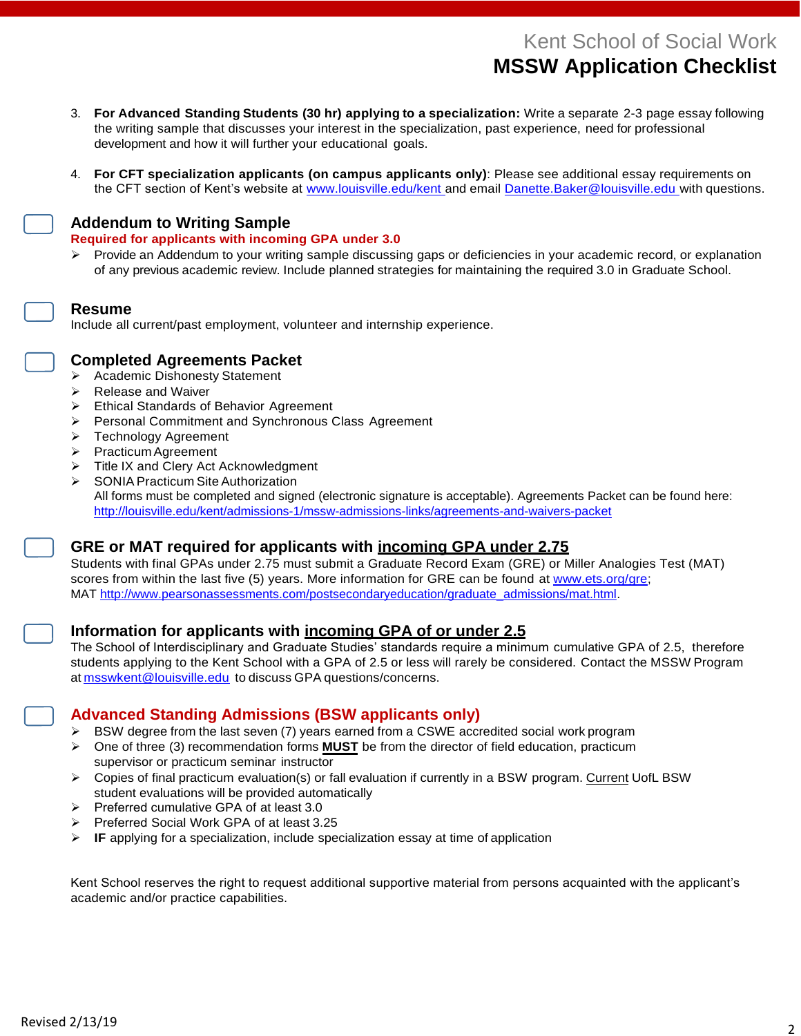3. **For Advanced Standing Students (30 hr) applying to a specialization:** Write a separate 2-3 page essay following the writing sample that discusses your interest in the specialization, past experience, need for professional development and how it will further your educational goals.

4. **For CFT specialization applicants (on campus applicants only)**: Please see additional essay requirements on the CFT section of Kent's website at www.louisville.edu/kent and email Danette.Baker@louisville.edu with questions.

## Addendum to Writing Sample

**Required for applicants with incoming GPA under 3.0**

- Provide an Addendum to your writing sample discussing gaps or deficiencies in your academic record, or explanation of any previous academic review. Include planned strategies for maintaining the required 3.0 in Graduate School.

## Resume

Include all current/past employment, volunteer and internship experience.

## Completed Agreements Packet

- Academic Dishonesty Statement
- Release and Waiver
- Ethical Standards of Behavior Agreement
- Personal Commitment and Synchronous Class Agreement
- Technology Agreement
- Practicum Agreement
- Title IX and Clery Act Acknowledgment
- SONIA Practicum Site Authorization

All forms must be completed and signed (electronic signature is acceptable). Agreements Packet can be found here: http://louisville.edu/kent/admissions-1/mssw-admissions-links/agreements-and-waivers-packet

## GRE or MAT required for applicants with incoming GPA under 2.75

Students with final GPAs under 2.75 must submit a Graduate Record Exam (GRE) or Miller Analogies Test (MAT) scores from within the last five (5) years. More information for GRE can be found at www.ets.org/gre; MAT http://www.pearsonassessments.com/postsecondaryeducation/graduate_admissions/mat.html.

## Information for applicants with incoming GPA of or under 2.5

The School of Interdisciplinary and Graduate Studies' standards require a minimum cumulative GPA of 2.5, therefore students applying to the Kent School with a GPA of 2.5 or less will rarely be considered. Contact the MSSW Program at msswkent@louisville.edu to discuss GPA questions/concerns.

## Advanced Standing Admissions (BSW applicants only)

- BSW degree from the last seven (7) years earned from a CSWE accredited social work program
- One of three (3) recommendation forms **MUST** be from the director of field education, practicum supervisor or practicum seminar instructor
- Copies of final practicum evaluation(s) or fall evaluation if currently in a BSW program. Current UofL BSW student evaluations will be provided automatically
- Preferred cumulative GPA of at least 3.0
- Preferred Social Work GPA of at least 3.25
- **IF** applying for a specialization, include specialization essay at time of application

Kent School reserves the right to request additional supportive material from persons acquainted with the applicant's academic and/or practice capabilities.

Revised 2/13/19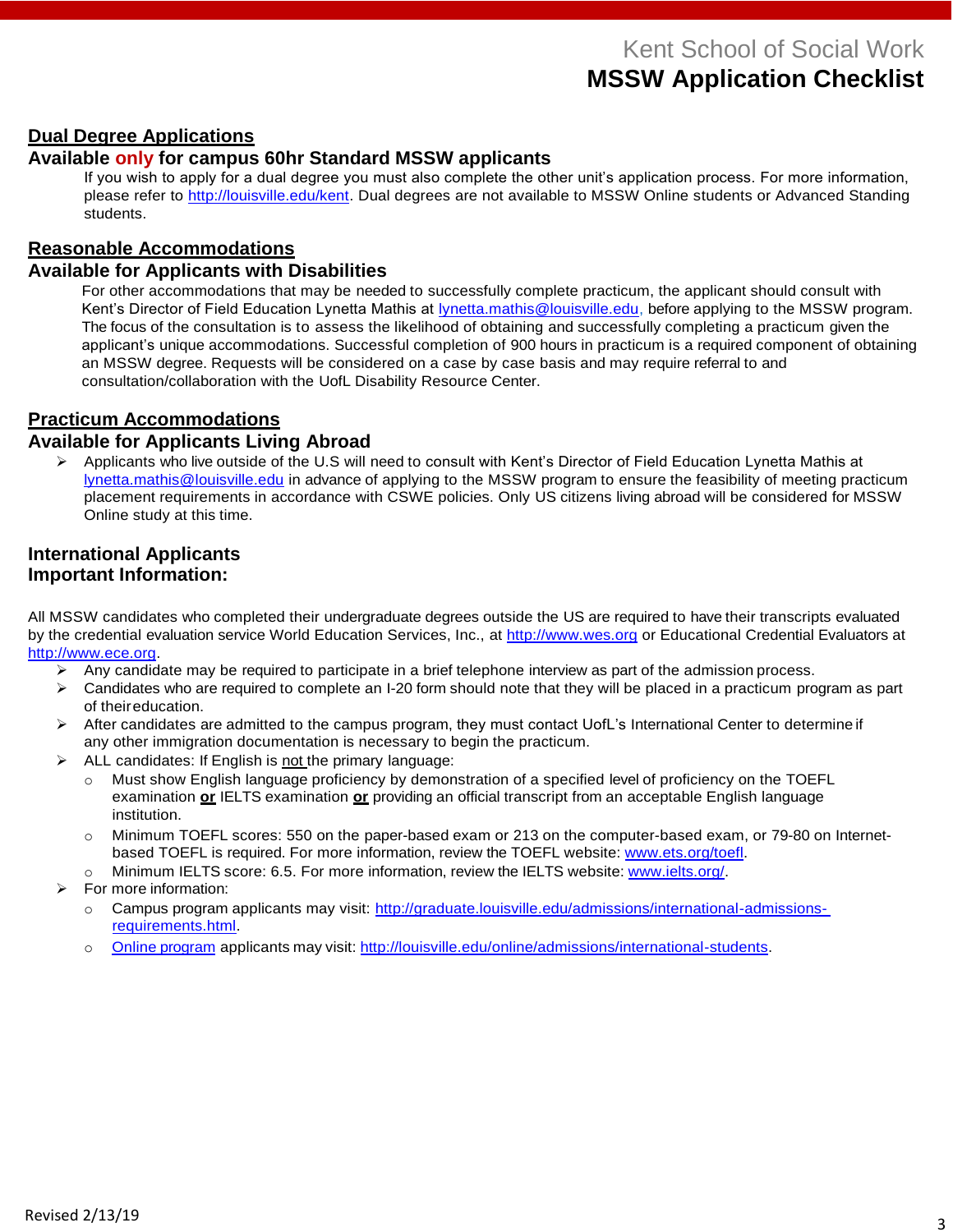## Dual Degree Applications

### Available only for campus 60hr Standard MSSW applicants

If you wish to apply for a dual degree you must also complete the other unit's application process. For more information, please refer to http://louisville.edu/kent. Dual degrees are not available to MSSW Online students or Advanced Standing students.

## Reasonable Accommodations

### Available for Applicants with Disabilities

For other accommodations that may be needed to successfully complete practicum, the applicant should consult with Kent's Director of Field Education Lynetta Mathis at lynetta.mathis@louisville.edu, before applying to the MSSW program. The focus of the consultation is to assess the likelihood of obtaining and successfully completing a practicum given the applicant's unique accommodations. Successful completion of 900 hours in practicum is a required component of obtaining an MSSW degree. Requests will be considered on a case by case basis and may require referral to and consultation/collaboration with the UofL Disability Resource Center.

## Practicum Accommodations

### Available for Applicants Living Abroad

- Applicants who live outside of the U.S will need to consult with Kent's Director of Field Education Lynetta Mathis at lynetta.mathis@louisville.edu in advance of applying to the MSSW program to ensure the feasibility of meeting practicum placement requirements in accordance with CSWE policies. Only US citizens living abroad will be considered for MSSW Online study at this time.

## International Applicants

### Important Information:

All MSSW candidates who completed their undergraduate degrees outside the US are required to have their transcripts evaluated by the credential evaluation service World Education Services, Inc., at http://www.wes.org or Educational Credential Evaluators at http://www.ece.org.

- Any candidate may be required to participate in a brief telephone interview as part of the admission process.
- Candidates who are required to complete an I-20 form should note that they will be placed in a practicum program as part of their education.
- After candidates are admitted to the campus program, they must contact UofL's International Center to determine if any other immigration documentation is necessary to begin the practicum.
- ALL candidates: If English is not the primary language:
  - Must show English language proficiency by demonstration of a specified level of proficiency on the TOEFL examination **or** IELTS examination **or** providing an official transcript from an acceptable English language institution.
  - Minimum TOEFL scores: 550 on the paper-based exam or 213 on the computer-based exam, or 79-80 on Internet-based TOEFL is required. For more information, review the TOEFL website: www.ets.org/toefl.
  - Minimum IELTS score: 6.5. For more information, review the IELTS website: www.ielts.org/.
- For more information:
  - Campus program applicants may visit: http://graduate.louisville.edu/admissions/international-admissions-requirements.html.
  - Online program applicants may visit: http://louisville.edu/online/admissions/international-students.

Revised 2/13/19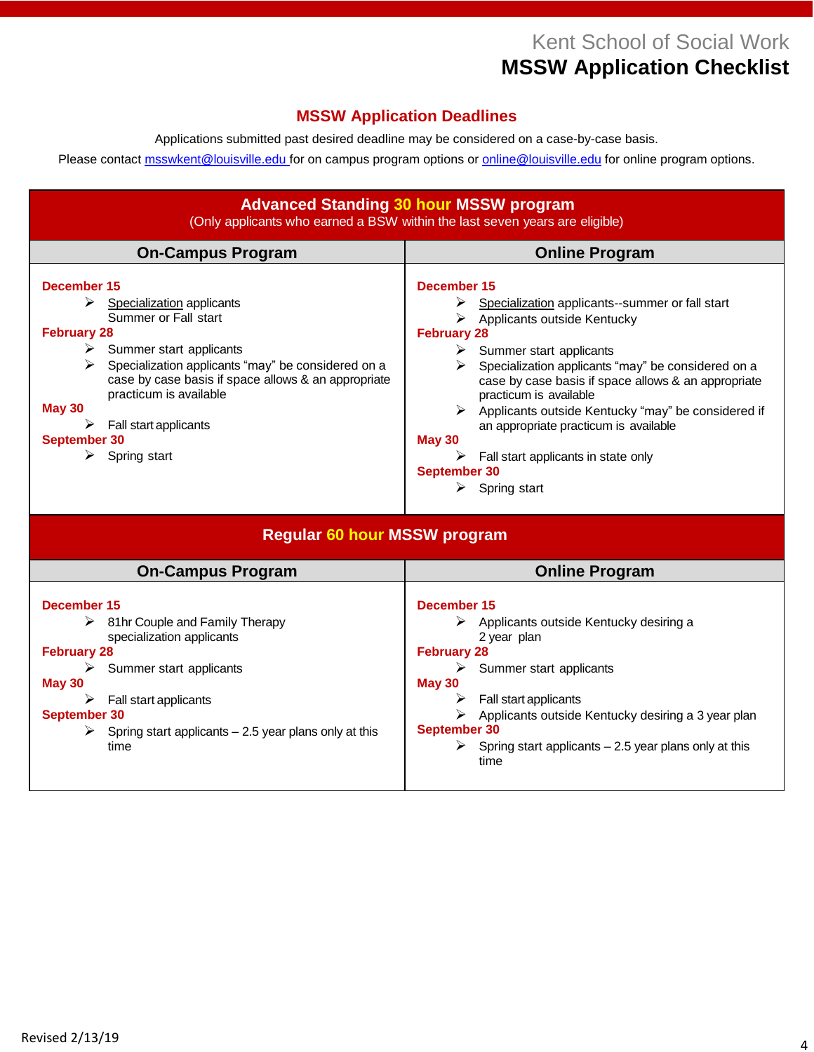Kent School of Social Work

# MSSW Application Checklist

## MSSW Application Deadlines

Applications submitted past desired deadline may be considered on a case-by-case basis.

Please contact msswkent@louisville.edu for on campus program options or online@louisville.edu for online program options.

## Advanced Standing 30 hour MSSW program

(Only applicants who earned a BSW within the last seven years are eligible)

### On-Campus Program

**December 15**

- Specialization applicants Summer or Fall start

**February 28**

- Summer start applicants
- Specialization applicants "may" be considered on a case by case basis if space allows & an appropriate practicum is available

**May 30**

- Fall start applicants

**September 30**

- Spring start

### Online Program

**December 15**

- Specialization applicants--summer or fall start
- Applicants outside Kentucky

**February 28**

- Summer start applicants
- Specialization applicants "may" be considered on a case by case basis if space allows & an appropriate practicum is available
- Applicants outside Kentucky "may" be considered if an appropriate practicum is available

**May 30**

- Fall start applicants in state only

**September 30**

- Spring start

## Regular 60 hour MSSW program

### On-Campus Program

**December 15**

- 81hr Couple and Family Therapy specialization applicants

**February 28**

- Summer start applicants

**May 30**

- Fall start applicants

**September 30**

- Spring start applicants – 2.5 year plans only at this time

### Online Program

**December 15**

- Applicants outside Kentucky desiring a 2 year plan

**February 28**

- Summer start applicants

**May 30**

- Fall start applicants
- Applicants outside Kentucky desiring a 3 year plan

**September 30**

- Spring start applicants – 2.5 year plans only at this time

Revised 2/13/19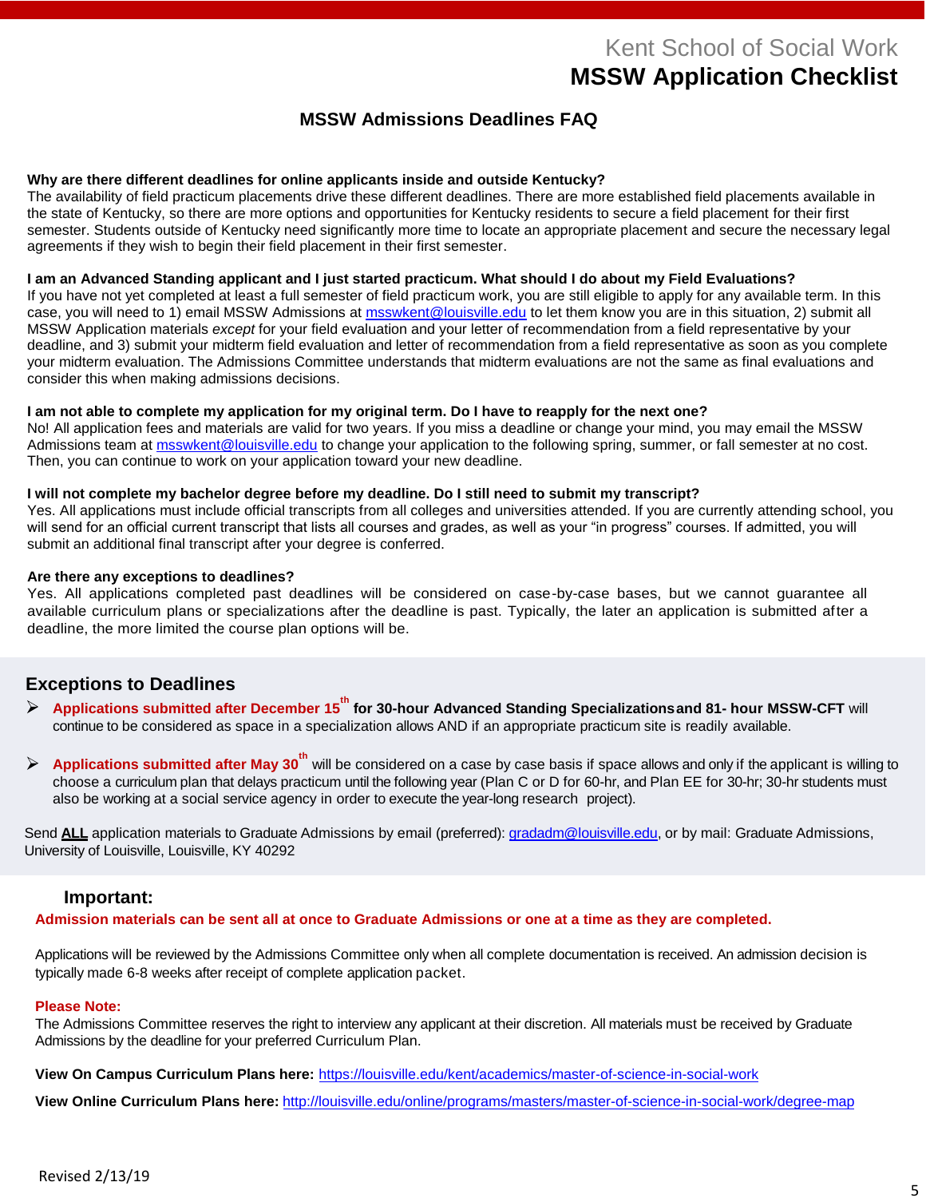Kent School of Social Work

# MSSW Application Checklist

## MSSW Admissions Deadlines FAQ

**Why are there different deadlines for online applicants inside and outside Kentucky?**
The availability of field practicum placements drive these different deadlines. There are more established field placements available in the state of Kentucky, so there are more options and opportunities for Kentucky residents to secure a field placement for their first semester. Students outside of Kentucky need significantly more time to locate an appropriate placement and secure the necessary legal agreements if they wish to begin their field placement in their first semester.

**I am an Advanced Standing applicant and I just started practicum. What should I do about my Field Evaluations?**
If you have not yet completed at least a full semester of field practicum work, you are still eligible to apply for any available term. In this case, you will need to 1) email MSSW Admissions at msswkent@louisville.edu to let them know you are in this situation, 2) submit all MSSW Application materials *except* for your field evaluation and your letter of recommendation from a field representative by your deadline, and 3) submit your midterm field evaluation and letter of recommendation from a field representative as soon as you complete your midterm evaluation. The Admissions Committee understands that midterm evaluations are not the same as final evaluations and consider this when making admissions decisions.

**I am not able to complete my application for my original term. Do I have to reapply for the next one?**
No! All application fees and materials are valid for two years. If you miss a deadline or change your mind, you may email the MSSW Admissions team at msswkent@louisville.edu to change your application to the following spring, summer, or fall semester at no cost. Then, you can continue to work on your application toward your new deadline.

**I will not complete my bachelor degree before my deadline. Do I still need to submit my transcript?**
Yes. All applications must include official transcripts from all colleges and universities attended. If you are currently attending school, you will send for an official current transcript that lists all courses and grades, as well as your "in progress" courses. If admitted, you will submit an additional final transcript after your degree is conferred.

**Are there any exceptions to deadlines?**
Yes. All applications completed past deadlines will be considered on case-by-case bases, but we cannot guarantee all available curriculum plans or specializations after the deadline is past. Typically, the later an application is submitted after a deadline, the more limited the course plan options will be.

## Exceptions to Deadlines

- **Applications submitted after December 15th for 30-hour Advanced Standing Specializations and 81- hour MSSW-CFT** will continue to be considered as space in a specialization allows AND if an appropriate practicum site is readily available.
- **Applications submitted after May 30th** will be considered on a case by case basis if space allows and only if the applicant is willing to choose a curriculum plan that delays practicum until the following year (Plan C or D for 60-hr, and Plan EE for 30-hr; 30-hr students must also be working at a social service agency in order to execute the year-long research project).

Send **ALL** application materials to Graduate Admissions by email (preferred): gradadm@louisville.edu, or by mail: Graduate Admissions, University of Louisville, Louisville, KY 40292

### Important:

**Admission materials can be sent all at once to Graduate Admissions or one at a time as they are completed.**

Applications will be reviewed by the Admissions Committee only when all complete documentation is received. An admission decision is typically made 6-8 weeks after receipt of complete application packet.

**Please Note:**
The Admissions Committee reserves the right to interview any applicant at their discretion. All materials must be received by Graduate Admissions by the deadline for your preferred Curriculum Plan.

**View On Campus Curriculum Plans here:** https://louisville.edu/kent/academics/master-of-science-in-social-work

**View Online Curriculum Plans here:** http://louisville.edu/online/programs/masters/master-of-science-in-social-work/degree-map

Revised 2/13/19